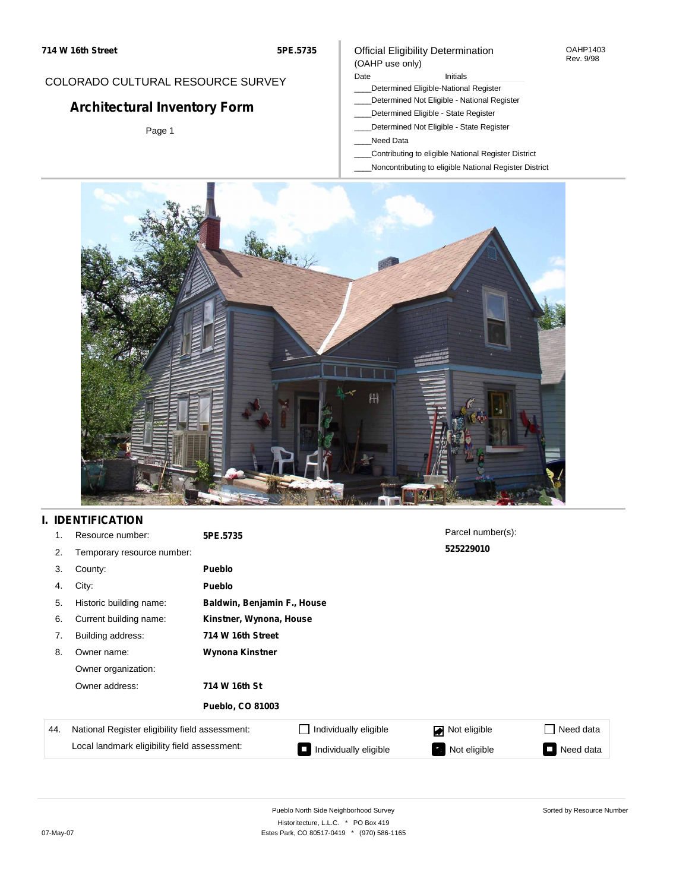714 W 16th Street

5PE.5735

COLORADO CULTURAL RESOURCE SURVEY

# Architectural Inventory Form

Official Eligibility Determination
(OAHP use only)

OAHP1403
Rev. 9/98

Date ____________ Initials ____________

____Determined Eligible-National Register
____Determined Not Eligible - National Register
____Determined Eligible - State Register
____Determined Not Eligible - State Register
____Need Data
____Contributing to eligible National Register District
____Noncontributing to eligible National Register District

## I. IDENTIFICATION

| | | |
|---|---|---|
| 1. | Resource number: | **5PE.5735** |
| 2. | Temporary resource number: | |
| 3. | County: | **Pueblo** |
| 4. | City: | **Pueblo** |
| 5. | Historic building name: | **Baldwin, Benjamin F., House** |
| 6. | Current building name: | **Kinstner, Wynona, House** |
| 7. | Building address: | **714 W 16th Street** |
| 8. | Owner name: | **Wynona Kinstner** |
| | Owner organization: | |
| | Owner address: | **714 W 16th St** |
| | | **Pueblo, CO 81003** |

Parcel number(s): **525229010**

| 44. | | | | |
|---|---|---|---|---|
| National Register eligibility field assessment: | ☐ Individually eligible | ☑ Not eligible | ☐ Need data |
| Local landmark eligibility field assessment: | ■ Individually eligible | ■ Not eligible | ■ Need data |

Pueblo North Side Neighborhood Survey
Historitecture, L.L.C. * PO Box 419
Estes Park, CO 80517-0419 * (970) 586-1165

Sorted by Resource Number

07-May-07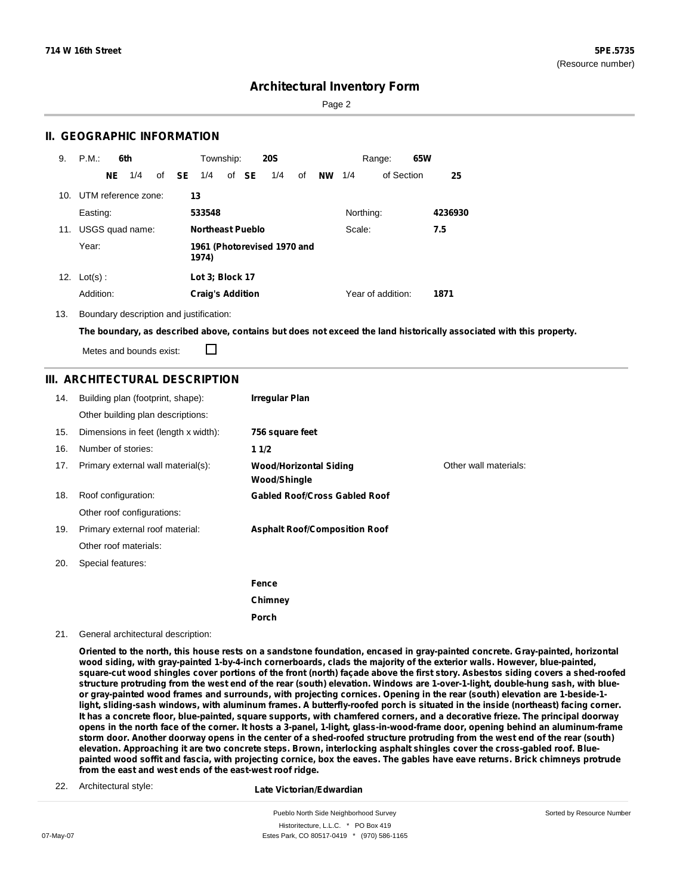714 W 16th Street

5PE.5735
(Resource number)

# Architectural Inventory Form

## II. GEOGRAPHIC INFORMATION

9. P.M.: **6th** Township: **20S** Range: **65W**
   **NE** 1/4 of **SE** 1/4 of **SE** 1/4 of **NW** 1/4 of Section **25**

10. UTM reference zone: **13**
    Easting: **533548** Northing: **4236930**

11. USGS quad name: **Northeast Pueblo** Scale: **7.5**
    Year: **1961 (Photorevised 1970 and 1974)**

12. Lot(s): **Lot 3; Block 17**
    Addition: **Craig's Addition** Year of addition: **1871**

13. Boundary description and justification:

**The boundary, as described above, contains but does not exceed the land historically associated with this property.**

Metes and bounds exist: ☐

## III. ARCHITECTURAL DESCRIPTION

14. Building plan (footprint, shape): **Irregular Plan**
    Other building plan descriptions:
15. Dimensions in feet (length x width): **756 square feet**
16. Number of stories: **1 1/2**
17. Primary external wall material(s): **Wood/Horizontal Siding**, **Wood/Shingle**
    Other wall materials:
18. Roof configuration: **Gabled Roof/Cross Gabled Roof**
    Other roof configurations:
19. Primary external roof material: **Asphalt Roof/Composition Roof**
    Other roof materials:
20. Special features:
    **Fence**
    **Chimney**
    **Porch**

21. General architectural description:

**Oriented to the north, this house rests on a sandstone foundation, encased in gray-painted concrete. Gray-painted, horizontal wood siding, with gray-painted 1-by-4-inch cornerboards, clads the majority of the exterior walls. However, blue-painted, square-cut wood shingles cover portions of the front (north) façade above the first story. Asbestos siding covers a shed-roofed structure protruding from the west end of the rear (south) elevation. Windows are 1-over-1-light, double-hung sash, with blue- or gray-painted wood frames and surrounds, with projecting cornices. Opening in the rear (south) elevation are 1-beside-1-light, sliding-sash windows, with aluminum frames. A butterfly-roofed porch is situated in the inside (northeast) facing corner. It has a concrete floor, blue-painted, square supports, with chamfered corners, and a decorative frieze. The principal doorway opens in the north face of the corner. It hosts a 3-panel, 1-light, glass-in-wood-frame door, opening behind an aluminum-frame storm door. Another doorway opens in the center of a shed-roofed structure protruding from the west end of the rear (south) elevation. Approaching it are two concrete steps. Brown, interlocking asphalt shingles cover the cross-gabled roof. Blue-painted wood soffit and fascia, with projecting cornice, box the eaves. The gables have eave returns. Brick chimneys protrude from the east and west ends of the east-west roof ridge.**

22. Architectural style: **Late Victorian/Edwardian**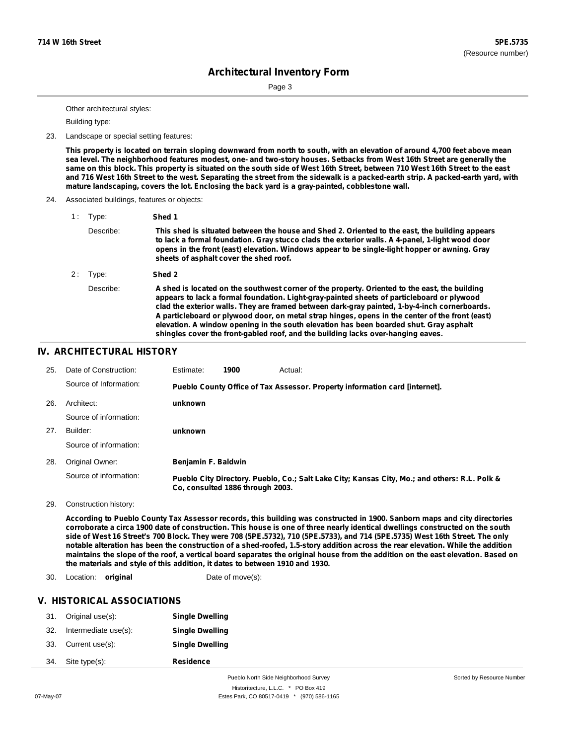Other architectural styles:

Building type:

23. Landscape or special setting features:

**This property is located on terrain sloping downward from north to south, with an elevation of around 4,700 feet above mean sea level. The neighborhood features modest, one- and two-story houses. Setbacks from West 16th Street are generally the same on this block. This property is situated on the south side of West 16th Street, between 710 West 16th Street to the east and 716 West 16th Street to the west. Separating the street from the sidewalk is a packed-earth strip. A packed-earth yard, with mature landscaping, covers the lot. Enclosing the back yard is a gray-painted, cobblestone wall.**

24. Associated buildings, features or objects:

1 : Type: **Shed 1**

Describe: **This shed is situated between the house and Shed 2. Oriented to the east, the building appears to lack a formal foundation. Gray stucco clads the exterior walls. A 4-panel, 1-light wood door opens in the front (east) elevation. Windows appear to be single-light hopper or awning. Gray sheets of asphalt cover the shed roof.**

2 : Type: **Shed 2**

Describe: **A shed is located on the southwest corner of the property. Oriented to the east, the building appears to lack a formal foundation. Light-gray-painted sheets of particleboard or plywood clad the exterior walls. They are framed between dark-gray painted, 1-by-4-inch cornerboards. A particleboard or plywood door, on metal strap hinges, opens in the center of the front (east) elevation. A window opening in the south elevation has been boarded shut. Gray asphalt shingles cover the front-gabled roof, and the building lacks over-hanging eaves.**

## IV. ARCHITECTURAL HISTORY

25. Date of Construction: Estimate: **1900** Actual:

Source of Information: **Pueblo County Office of Tax Assessor. Property information card [internet].**

26. Architect: **unknown**

Source of information:

27. Builder: **unknown**

Source of information:

28. Original Owner: **Benjamin F. Baldwin**

Source of information: **Pueblo City Directory. Pueblo, Co.; Salt Lake City; Kansas City, Mo.; and others: R.L. Polk & Co, consulted 1886 through 2003.**

29. Construction history:

**According to Pueblo County Tax Assessor records, this building was constructed in 1900. Sanborn maps and city directories corroborate a circa 1900 date of construction. This house is one of three nearly identical dwellings constructed on the south side of West 16 Street's 700 Block. They were 708 (5PE.5732), 710 (5PE.5733), and 714 (5PE.5735) West 16th Street. The only notable alteration has been the construction of a shed-roofed, 1.5-story addition across the rear elevation. While the addition maintains the slope of the roof, a vertical board separates the original house from the addition on the east elevation. Based on the materials and style of this addition, it dates to between 1910 and 1930.**

30. Location: **original** Date of move(s):

## V. HISTORICAL ASSOCIATIONS

31. Original use(s): **Single Dwelling**
32. Intermediate use(s): **Single Dwelling**
33. Current use(s): **Single Dwelling**
34. Site type(s): **Residence**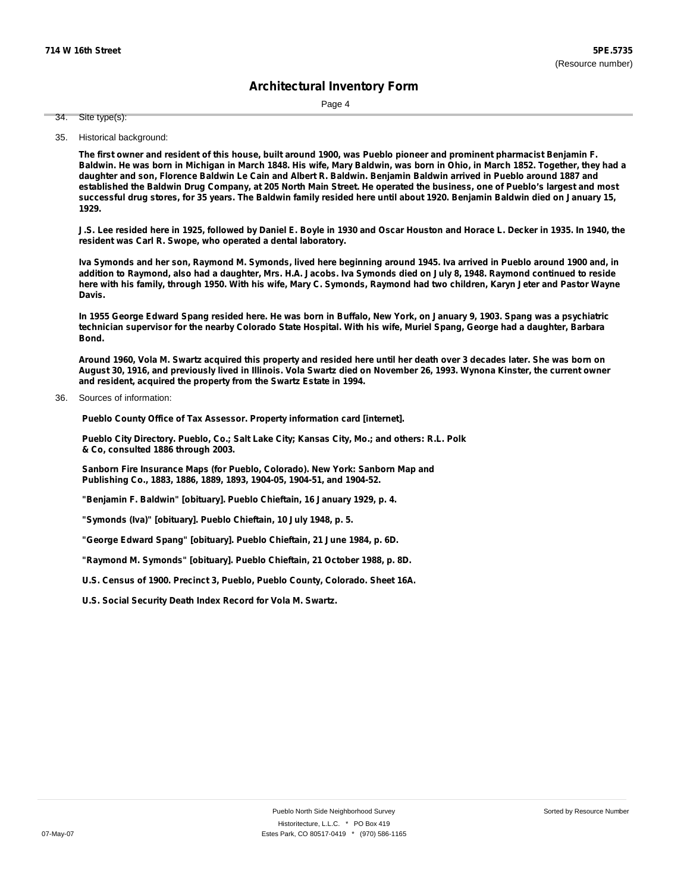**714 W 16th Street** **5PE.5735**
(Resource number)

# Architectural Inventory Form

34. Site type(s):

35. Historical background:

**The first owner and resident of this house, built around 1900, was Pueblo pioneer and prominent pharmacist Benjamin F. Baldwin. He was born in Michigan in March 1848. His wife, Mary Baldwin, was born in Ohio, in March 1852. Together, they had a daughter and son, Florence Baldwin Le Cain and Albert R. Baldwin. Benjamin Baldwin arrived in Pueblo around 1887 and established the Baldwin Drug Company, at 205 North Main Street. He operated the business, one of Pueblo's largest and most successful drug stores, for 35 years. The Baldwin family resided here until about 1920. Benjamin Baldwin died on January 15, 1929.**

**J.S. Lee resided here in 1925, followed by Daniel E. Boyle in 1930 and Oscar Houston and Horace L. Decker in 1935. In 1940, the resident was Carl R. Swope, who operated a dental laboratory.**

**Iva Symonds and her son, Raymond M. Symonds, lived here beginning around 1945. Iva arrived in Pueblo around 1900 and, in addition to Raymond, also had a daughter, Mrs. H.A. Jacobs. Iva Symonds died on July 8, 1948. Raymond continued to reside here with his family, through 1950. With his wife, Mary C. Symonds, Raymond had two children, Karyn Jeter and Pastor Wayne Davis.**

**In 1955 George Edward Spang resided here. He was born in Buffalo, New York, on January 9, 1903. Spang was a psychiatric technician supervisor for the nearby Colorado State Hospital. With his wife, Muriel Spang, George had a daughter, Barbara Bond.**

**Around 1960, Vola M. Swartz acquired this property and resided here until her death over 3 decades later. She was born on August 30, 1916, and previously lived in Illinois. Vola Swartz died on November 26, 1993. Wynona Kinster, the current owner and resident, acquired the property from the Swartz Estate in 1994.**

36. Sources of information:

**Pueblo County Office of Tax Assessor. Property information card [internet].**

**Pueblo City Directory. Pueblo, Co.; Salt Lake City; Kansas City, Mo.; and others: R.L. Polk & Co, consulted 1886 through 2003.**

**Sanborn Fire Insurance Maps (for Pueblo, Colorado). New York: Sanborn Map and Publishing Co., 1883, 1886, 1889, 1893, 1904-05, 1904-51, and 1904-52.**

**"Benjamin F. Baldwin" [obituary]. Pueblo Chieftain, 16 January 1929, p. 4.**

**"Symonds (Iva)" [obituary]. Pueblo Chieftain, 10 July 1948, p. 5.**

**"George Edward Spang" [obituary]. Pueblo Chieftain, 21 June 1984, p. 6D.**

**"Raymond M. Symonds" [obituary]. Pueblo Chieftain, 21 October 1988, p. 8D.**

**U.S. Census of 1900. Precinct 3, Pueblo, Pueblo County, Colorado. Sheet 16A.**

**U.S. Social Security Death Index Record for Vola M. Swartz.**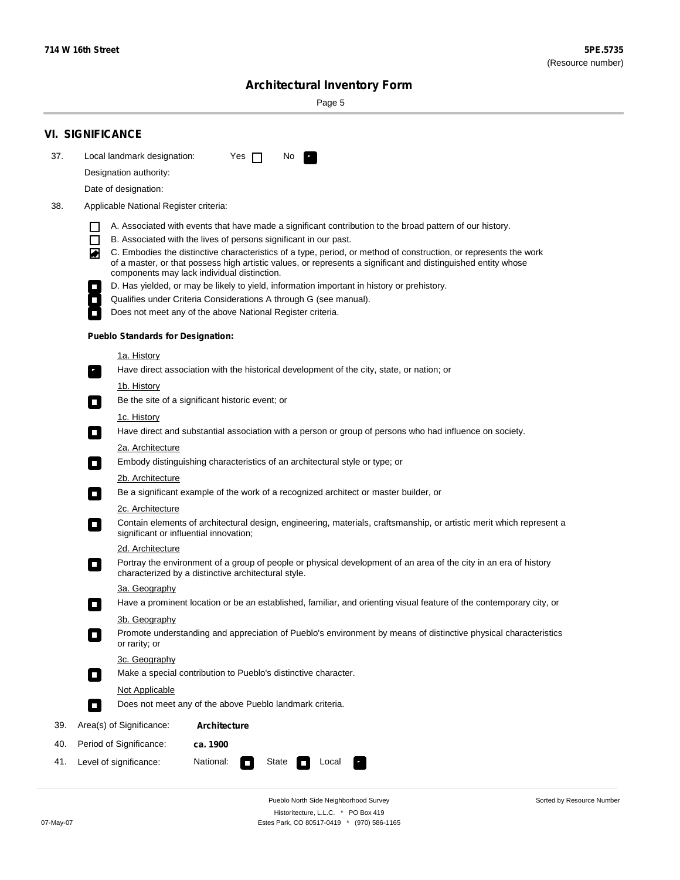## VI. SIGNIFICANCE

37. Local landmark designation: Yes [ ] No [x]

Designation authority:

Date of designation:

38. Applicable National Register criteria:

- [ ] A. Associated with events that have made a significant contribution to the broad pattern of our history.
- [ ] B. Associated with the lives of persons significant in our past.
- [x] C. Embodies the distinctive characteristics of a type, period, or method of construction, or represents the work of a master, or that possess high artistic values, or represents a significant and distinguished entity whose components may lack individual distinction.
- [ ] D. Has yielded, or may be likely to yield, information important in history or prehistory.
- [ ] Qualifies under Criteria Considerations A through G (see manual).
- [ ] Does not meet any of the above National Register criteria.

**Pueblo Standards for Designation:**

1a. History

- [x] Have direct association with the historical development of the city, state, or nation; or

1b. History

- [ ] Be the site of a significant historic event; or

1c. History

- [ ] Have direct and substantial association with a person or group of persons who had influence on society.

2a. Architecture

- [ ] Embody distinguishing characteristics of an architectural style or type; or

2b. Architecture

- [ ] Be a significant example of the work of a recognized architect or master builder, or

2c. Architecture

- [ ] Contain elements of architectural design, engineering, materials, craftsmanship, or artistic merit which represent a significant or influential innovation;

2d. Architecture

- [ ] Portray the environment of a group of people or physical development of an area of the city in an era of history characterized by a distinctive architectural style.

3a. Geography

- [ ] Have a prominent location or be an established, familiar, and orienting visual feature of the contemporary city, or

3b. Geography

- [ ] Promote understanding and appreciation of Pueblo's environment by means of distinctive physical characteristics or rarity; or

3c. Geography

- [ ] Make a special contribution to Pueblo's distinctive character.

Not Applicable

- [ ] Does not meet any of the above Pueblo landmark criteria.

39. Area(s) of Significance: **Architecture**

40. Period of Significance: **ca. 1900**

41. Level of significance: National: [ ] State [ ] Local [x]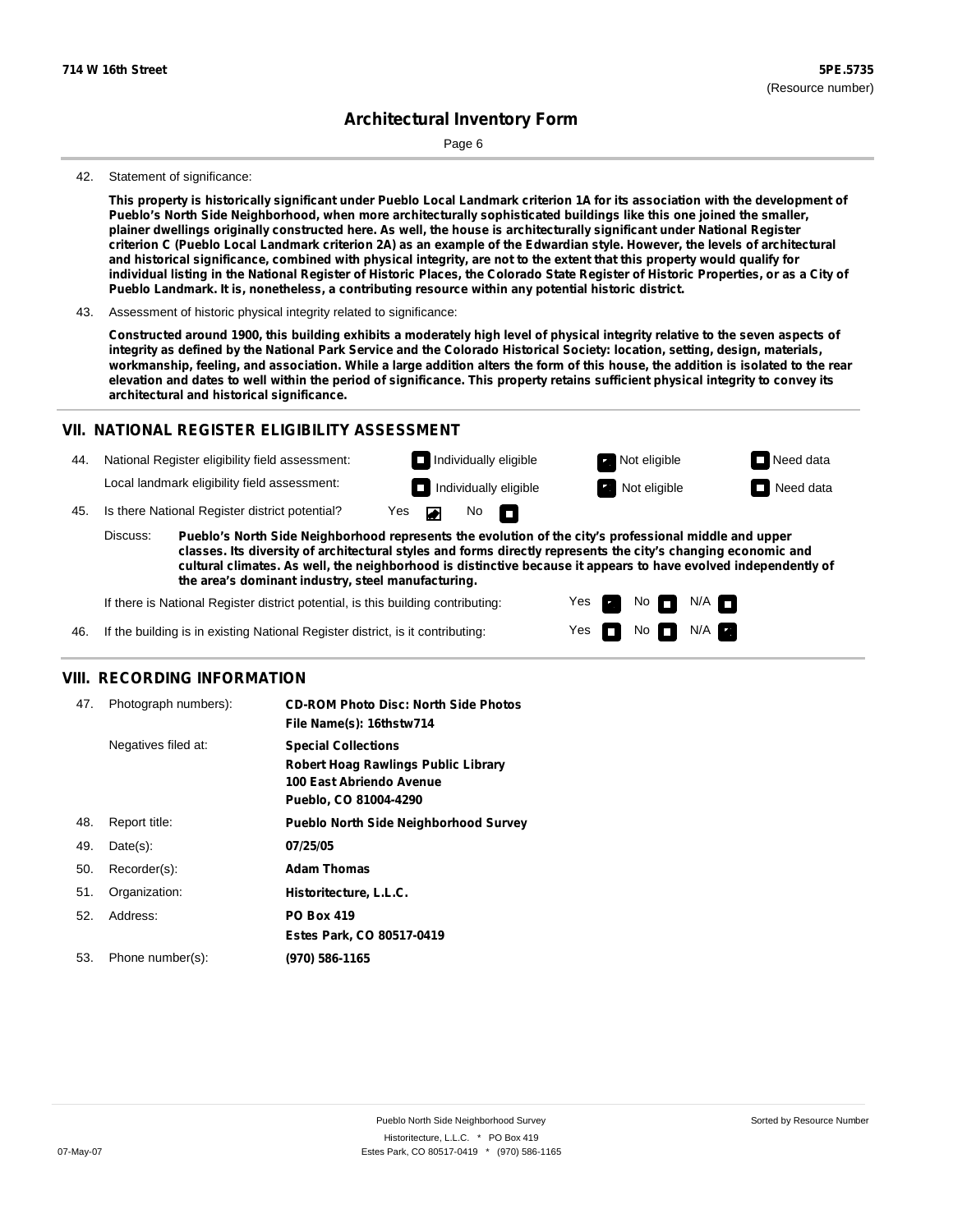## Architectural Inventory Form

42. Statement of significance:

**This property is historically significant under Pueblo Local Landmark criterion 1A for its association with the development of Pueblo's North Side Neighborhood, when more architecturally sophisticated buildings like this one joined the smaller, plainer dwellings originally constructed here. As well, the house is architecturally significant under National Register criterion C (Pueblo Local Landmark criterion 2A) as an example of the Edwardian style. However, the levels of architectural and historical significance, combined with physical integrity, are not to the extent that this property would qualify for individual listing in the National Register of Historic Places, the Colorado State Register of Historic Properties, or as a City of Pueblo Landmark. It is, nonetheless, a contributing resource within any potential historic district.**

43. Assessment of historic physical integrity related to significance:

**Constructed around 1900, this building exhibits a moderately high level of physical integrity relative to the seven aspects of integrity as defined by the National Park Service and the Colorado Historical Society: location, setting, design, materials, workmanship, feeling, and association. While a large addition alters the form of this house, the addition is isolated to the rear elevation and dates to well within the period of significance. This property retains sufficient physical integrity to convey its architectural and historical significance.**

## VII. NATIONAL REGISTER ELIGIBILITY ASSESSMENT

44. National Register eligibility field assessment: ☐ Individually eligible ☑ Not eligible ☐ Need data

Local landmark eligibility field assessment: ☐ Individually eligible ☑ Not eligible ☐ Need data

45. Is there National Register district potential? Yes ☑ No ☐

Discuss: **Pueblo's North Side Neighborhood represents the evolution of the city's professional middle and upper classes. Its diversity of architectural styles and forms directly represents the city's changing economic and cultural climates. As well, the neighborhood is distinctive because it appears to have evolved independently of the area's dominant industry, steel manufacturing.**

If there is National Register district potential, is this building contributing: Yes ☑ No ☐ N/A ☐

46. If the building is in existing National Register district, is it contributing: Yes ☐ No ☐ N/A ☑

## VIII. RECORDING INFORMATION

47. Photograph numbers): **CD-ROM Photo Disc: North Side Photos**
**File Name(s): 16thstw714**

Negatives filed at: **Special Collections**
**Robert Hoag Rawlings Public Library**
**100 East Abriendo Avenue**
**Pueblo, CO 81004-4290**

48. Report title: **Pueblo North Side Neighborhood Survey**

49. Date(s): **07/25/05**

50. Recorder(s): **Adam Thomas**

51. Organization: **Historitecture, L.L.C.**

52. Address: **PO Box 419**
**Estes Park, CO 80517-0419**

53. Phone number(s): **(970) 586-1165**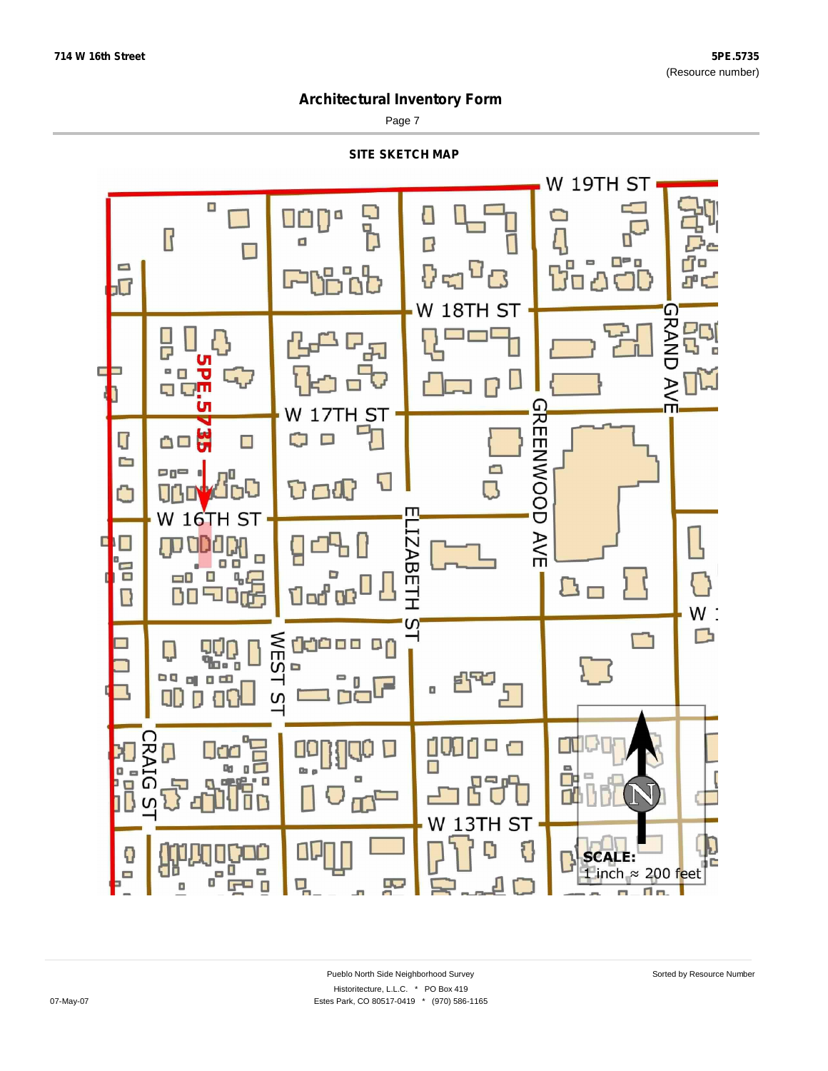714 W 16th Street

5PE.5735
(Resource number)

# Architectural Inventory Form

## SITE SKETCH MAP

W 19TH ST

W 18TH ST

W 17TH ST

W 16TH ST

W 13TH ST

5PE.5735

GRAND AVE

GREENWOOD AVE

ELIZABETH ST

WEST ST

CRAIG ST

N

**SCALE:**
1 inch ≈ 200 feet

Pueblo North Side Neighborhood Survey
Historitecture, L.L.C. * PO Box 419
Estes Park, CO 80517-0419 * (970) 586-1165

07-May-07

Sorted by Resource Number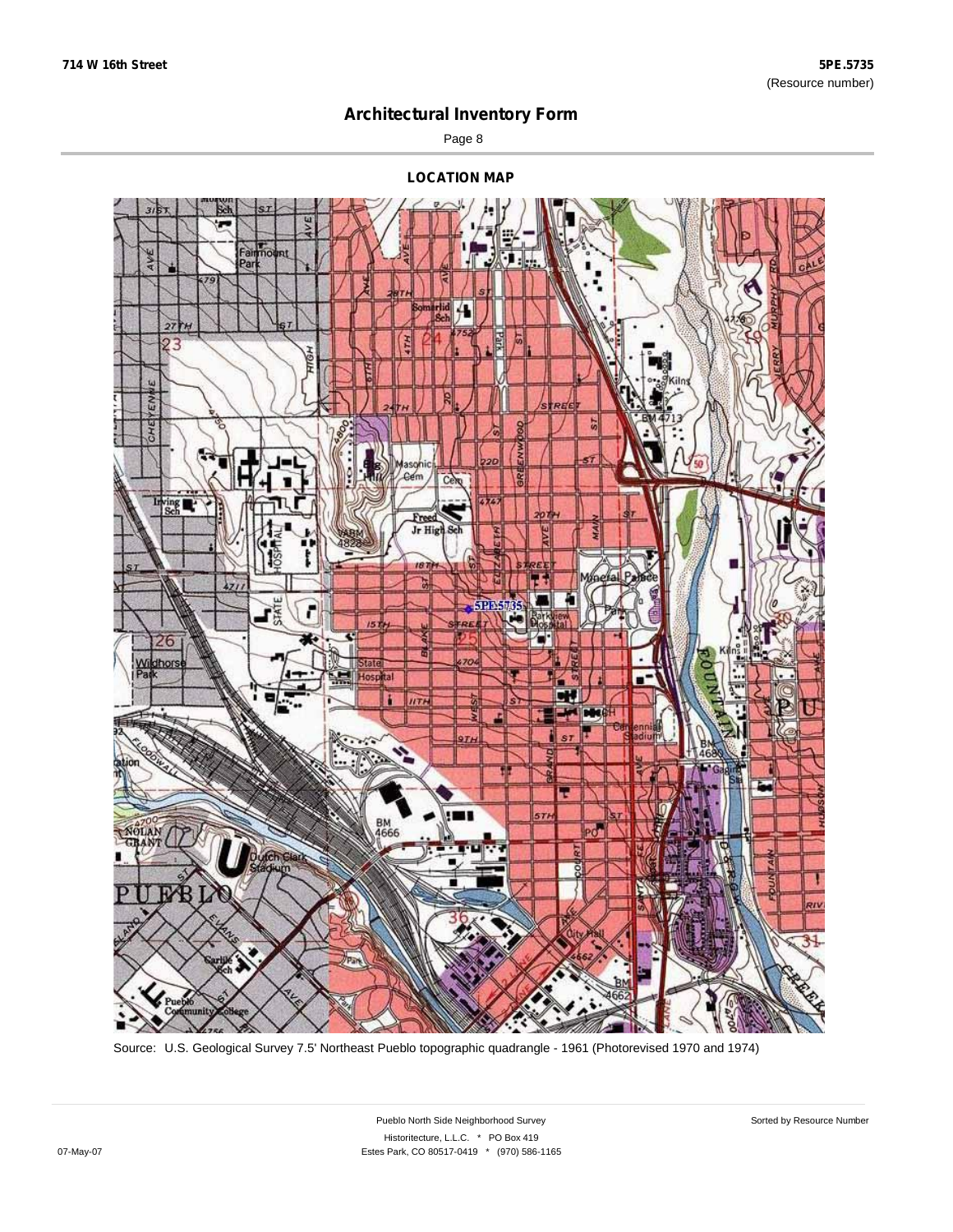## LOCATION MAP

Source: U.S. Geological Survey 7.5' Northeast Pueblo topographic quadrangle - 1961 (Photorevised 1970 and 1974)